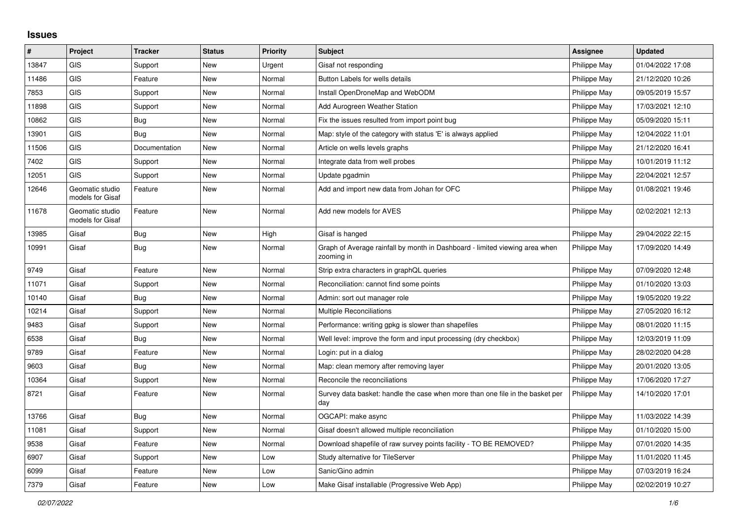## Issues

| # | Project | Tracker | Status | Priority | Subject | Assignee | Updated |
|---|---|---|---|---|---|---|---|
| 13847 | GIS | Support | New | Urgent | Gisaf not responding | Philippe May | 01/04/2022 17:08 |
| 11486 | GIS | Feature | New | Normal | Button Labels for wells details | Philippe May | 21/12/2020 10:26 |
| 7853 | GIS | Support | New | Normal | Install OpenDroneMap and WebODM | Philippe May | 09/05/2019 15:57 |
| 11898 | GIS | Support | New | Normal | Add Aurogreen Weather Station | Philippe May | 17/03/2021 12:10 |
| 10862 | GIS | Bug | New | Normal | Fix the issues resulted from import point bug | Philippe May | 05/09/2020 15:11 |
| 13901 | GIS | Bug | New | Normal | Map: style of the category with status 'E' is always applied | Philippe May | 12/04/2022 11:01 |
| 11506 | GIS | Documentation | New | Normal | Article on wells levels graphs | Philippe May | 21/12/2020 16:41 |
| 7402 | GIS | Support | New | Normal | Integrate data from well probes | Philippe May | 10/01/2019 11:12 |
| 12051 | GIS | Support | New | Normal | Update pgadmin | Philippe May | 22/04/2021 12:57 |
| 12646 | Geomatic studio models for Gisaf | Feature | New | Normal | Add and import new data from Johan for OFC | Philippe May | 01/08/2021 19:46 |
| 11678 | Geomatic studio models for Gisaf | Feature | New | Normal | Add new models for AVES | Philippe May | 02/02/2021 12:13 |
| 13985 | Gisaf | Bug | New | High | Gisaf is hanged | Philippe May | 29/04/2022 22:15 |
| 10991 | Gisaf | Bug | New | Normal | Graph of Average rainfall by month in Dashboard - limited viewing area when zooming in | Philippe May | 17/09/2020 14:49 |
| 9749 | Gisaf | Feature | New | Normal | Strip extra characters in graphQL queries | Philippe May | 07/09/2020 12:48 |
| 11071 | Gisaf | Support | New | Normal | Reconciliation: cannot find some points | Philippe May | 01/10/2020 13:03 |
| 10140 | Gisaf | Bug | New | Normal | Admin: sort out manager role | Philippe May | 19/05/2020 19:22 |
| 10214 | Gisaf | Support | New | Normal | Multiple Reconciliations | Philippe May | 27/05/2020 16:12 |
| 9483 | Gisaf | Support | New | Normal | Performance: writing gpkg is slower than shapefiles | Philippe May | 08/01/2020 11:15 |
| 6538 | Gisaf | Bug | New | Normal | Well level: improve the form and input processing (dry checkbox) | Philippe May | 12/03/2019 11:09 |
| 9789 | Gisaf | Feature | New | Normal | Login: put in a dialog | Philippe May | 28/02/2020 04:28 |
| 9603 | Gisaf | Bug | New | Normal | Map: clean memory after removing layer | Philippe May | 20/01/2020 13:05 |
| 10364 | Gisaf | Support | New | Normal | Reconcile the reconciliations | Philippe May | 17/06/2020 17:27 |
| 8721 | Gisaf | Feature | New | Normal | Survey data basket: handle the case when more than one file in the basket per day | Philippe May | 14/10/2020 17:01 |
| 13766 | Gisaf | Bug | New | Normal | OGCAPI: make async | Philippe May | 11/03/2022 14:39 |
| 11081 | Gisaf | Support | New | Normal | Gisaf doesn't allowed multiple reconciliation | Philippe May | 01/10/2020 15:00 |
| 9538 | Gisaf | Feature | New | Normal | Download shapefile of raw survey points facility - TO BE REMOVED? | Philippe May | 07/01/2020 14:35 |
| 6907 | Gisaf | Support | New | Low | Study alternative for TileServer | Philippe May | 11/01/2020 11:45 |
| 6099 | Gisaf | Feature | New | Low | Sanic/Gino admin | Philippe May | 07/03/2019 16:24 |
| 7379 | Gisaf | Feature | New | Low | Make Gisaf installable (Progressive Web App) | Philippe May | 02/02/2019 10:27 |

*02/07/2022*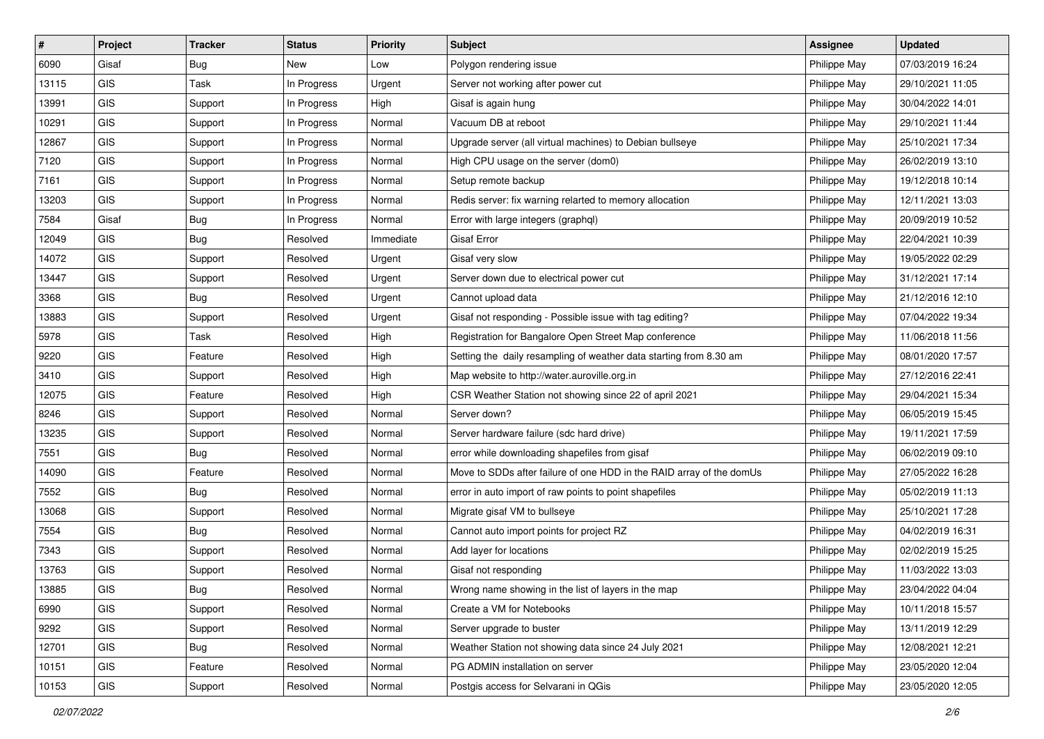| # | Project | Tracker | Status | Priority | Subject | Assignee | Updated |
|---|---|---|---|---|---|---|---|
| 6090 | Gisaf | Bug | New | Low | Polygon rendering issue | Philippe May | 07/03/2019 16:24 |
| 13115 | GIS | Task | In Progress | Urgent | Server not working after power cut | Philippe May | 29/10/2021 11:05 |
| 13991 | GIS | Support | In Progress | High | Gisaf is again hung | Philippe May | 30/04/2022 14:01 |
| 10291 | GIS | Support | In Progress | Normal | Vacuum DB at reboot | Philippe May | 29/10/2021 11:44 |
| 12867 | GIS | Support | In Progress | Normal | Upgrade server (all virtual machines) to Debian bullseye | Philippe May | 25/10/2021 17:34 |
| 7120 | GIS | Support | In Progress | Normal | High CPU usage on the server (dom0) | Philippe May | 26/02/2019 13:10 |
| 7161 | GIS | Support | In Progress | Normal | Setup remote backup | Philippe May | 19/12/2018 10:14 |
| 13203 | GIS | Support | In Progress | Normal | Redis server: fix warning relarted to memory allocation | Philippe May | 12/11/2021 13:03 |
| 7584 | Gisaf | Bug | In Progress | Normal | Error with large integers (graphql) | Philippe May | 20/09/2019 10:52 |
| 12049 | GIS | Bug | Resolved | Immediate | Gisaf Error | Philippe May | 22/04/2021 10:39 |
| 14072 | GIS | Support | Resolved | Urgent | Gisaf very slow | Philippe May | 19/05/2022 02:29 |
| 13447 | GIS | Support | Resolved | Urgent | Server down due to electrical power cut | Philippe May | 31/12/2021 17:14 |
| 3368 | GIS | Bug | Resolved | Urgent | Cannot upload data | Philippe May | 21/12/2016 12:10 |
| 13883 | GIS | Support | Resolved | Urgent | Gisaf not responding - Possible issue with tag editing? | Philippe May | 07/04/2022 19:34 |
| 5978 | GIS | Task | Resolved | High | Registration for Bangalore Open Street Map conference | Philippe May | 11/06/2018 11:56 |
| 9220 | GIS | Feature | Resolved | High | Setting the daily resampling of weather data starting from 8.30 am | Philippe May | 08/01/2020 17:57 |
| 3410 | GIS | Support | Resolved | High | Map website to http://water.auroville.org.in | Philippe May | 27/12/2016 22:41 |
| 12075 | GIS | Feature | Resolved | High | CSR Weather Station not showing since 22 of april 2021 | Philippe May | 29/04/2021 15:34 |
| 8246 | GIS | Support | Resolved | Normal | Server down? | Philippe May | 06/05/2019 15:45 |
| 13235 | GIS | Support | Resolved | Normal | Server hardware failure (sdc hard drive) | Philippe May | 19/11/2021 17:59 |
| 7551 | GIS | Bug | Resolved | Normal | error while downloading shapefiles from gisaf | Philippe May | 06/02/2019 09:10 |
| 14090 | GIS | Feature | Resolved | Normal | Move to SDDs after failure of one HDD in the RAID array of the domUs | Philippe May | 27/05/2022 16:28 |
| 7552 | GIS | Bug | Resolved | Normal | error in auto import of raw points to point shapefiles | Philippe May | 05/02/2019 11:13 |
| 13068 | GIS | Support | Resolved | Normal | Migrate gisaf VM to bullseye | Philippe May | 25/10/2021 17:28 |
| 7554 | GIS | Bug | Resolved | Normal | Cannot auto import points for project RZ | Philippe May | 04/02/2019 16:31 |
| 7343 | GIS | Support | Resolved | Normal | Add layer for locations | Philippe May | 02/02/2019 15:25 |
| 13763 | GIS | Support | Resolved | Normal | Gisaf not responding | Philippe May | 11/03/2022 13:03 |
| 13885 | GIS | Bug | Resolved | Normal | Wrong name showing in the list of layers in the map | Philippe May | 23/04/2022 04:04 |
| 6990 | GIS | Support | Resolved | Normal | Create a VM for Notebooks | Philippe May | 10/11/2018 15:57 |
| 9292 | GIS | Support | Resolved | Normal | Server upgrade to buster | Philippe May | 13/11/2019 12:29 |
| 12701 | GIS | Bug | Resolved | Normal | Weather Station not showing data since 24 July 2021 | Philippe May | 12/08/2021 12:21 |
| 10151 | GIS | Feature | Resolved | Normal | PG ADMIN installation on server | Philippe May | 23/05/2020 12:04 |
| 10153 | GIS | Support | Resolved | Normal | Postgis access for Selvarani in QGis | Philippe May | 23/05/2020 12:05 |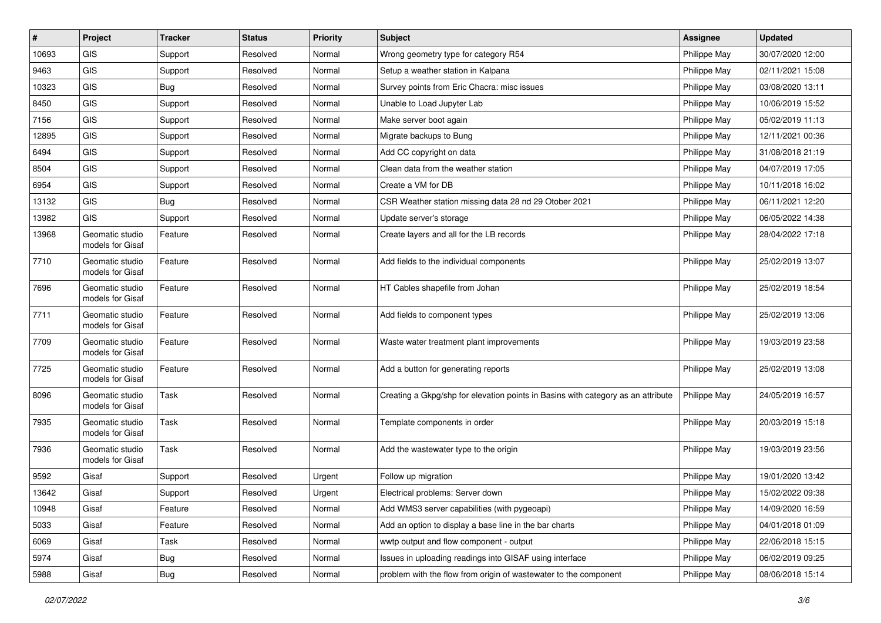| # | Project | Tracker | Status | Priority | Subject | Assignee | Updated |
|---|---|---|---|---|---|---|---|
| 10693 | GIS | Support | Resolved | Normal | Wrong geometry type for category R54 | Philippe May | 30/07/2020 12:00 |
| 9463 | GIS | Support | Resolved | Normal | Setup a weather station in Kalpana | Philippe May | 02/11/2021 15:08 |
| 10323 | GIS | Bug | Resolved | Normal | Survey points from Eric Chacra: misc issues | Philippe May | 03/08/2020 13:11 |
| 8450 | GIS | Support | Resolved | Normal | Unable to Load Jupyter Lab | Philippe May | 10/06/2019 15:52 |
| 7156 | GIS | Support | Resolved | Normal | Make server boot again | Philippe May | 05/02/2019 11:13 |
| 12895 | GIS | Support | Resolved | Normal | Migrate backups to Bung | Philippe May | 12/11/2021 00:36 |
| 6494 | GIS | Support | Resolved | Normal | Add CC copyright on data | Philippe May | 31/08/2018 21:19 |
| 8504 | GIS | Support | Resolved | Normal | Clean data from the weather station | Philippe May | 04/07/2019 17:05 |
| 6954 | GIS | Support | Resolved | Normal | Create a VM for DB | Philippe May | 10/11/2018 16:02 |
| 13132 | GIS | Bug | Resolved | Normal | CSR Weather station missing data 28 nd 29 Otober 2021 | Philippe May | 06/11/2021 12:20 |
| 13982 | GIS | Support | Resolved | Normal | Update server's storage | Philippe May | 06/05/2022 14:38 |
| 13968 | Geomatic studio models for Gisaf | Feature | Resolved | Normal | Create layers and all for the LB records | Philippe May | 28/04/2022 17:18 |
| 7710 | Geomatic studio models for Gisaf | Feature | Resolved | Normal | Add fields to the individual components | Philippe May | 25/02/2019 13:07 |
| 7696 | Geomatic studio models for Gisaf | Feature | Resolved | Normal | HT Cables shapefile from Johan | Philippe May | 25/02/2019 18:54 |
| 7711 | Geomatic studio models for Gisaf | Feature | Resolved | Normal | Add fields to component types | Philippe May | 25/02/2019 13:06 |
| 7709 | Geomatic studio models for Gisaf | Feature | Resolved | Normal | Waste water treatment plant improvements | Philippe May | 19/03/2019 23:58 |
| 7725 | Geomatic studio models for Gisaf | Feature | Resolved | Normal | Add a button for generating reports | Philippe May | 25/02/2019 13:08 |
| 8096 | Geomatic studio models for Gisaf | Task | Resolved | Normal | Creating a Gkpg/shp for elevation points in Basins with category as an attribute | Philippe May | 24/05/2019 16:57 |
| 7935 | Geomatic studio models for Gisaf | Task | Resolved | Normal | Template components in order | Philippe May | 20/03/2019 15:18 |
| 7936 | Geomatic studio models for Gisaf | Task | Resolved | Normal | Add the wastewater type to the origin | Philippe May | 19/03/2019 23:56 |
| 9592 | Gisaf | Support | Resolved | Urgent | Follow up migration | Philippe May | 19/01/2020 13:42 |
| 13642 | Gisaf | Support | Resolved | Urgent | Electrical problems: Server down | Philippe May | 15/02/2022 09:38 |
| 10948 | Gisaf | Feature | Resolved | Normal | Add WMS3 server capabilities (with pygeoapi) | Philippe May | 14/09/2020 16:59 |
| 5033 | Gisaf | Feature | Resolved | Normal | Add an option to display a base line in the bar charts | Philippe May | 04/01/2018 01:09 |
| 6069 | Gisaf | Task | Resolved | Normal | wwtp output and flow component - output | Philippe May | 22/06/2018 15:15 |
| 5974 | Gisaf | Bug | Resolved | Normal | Issues in uploading readings into GISAF using interface | Philippe May | 06/02/2019 09:25 |
| 5988 | Gisaf | Bug | Resolved | Normal | problem with the flow from origin of wastewater to the component | Philippe May | 08/06/2018 15:14 |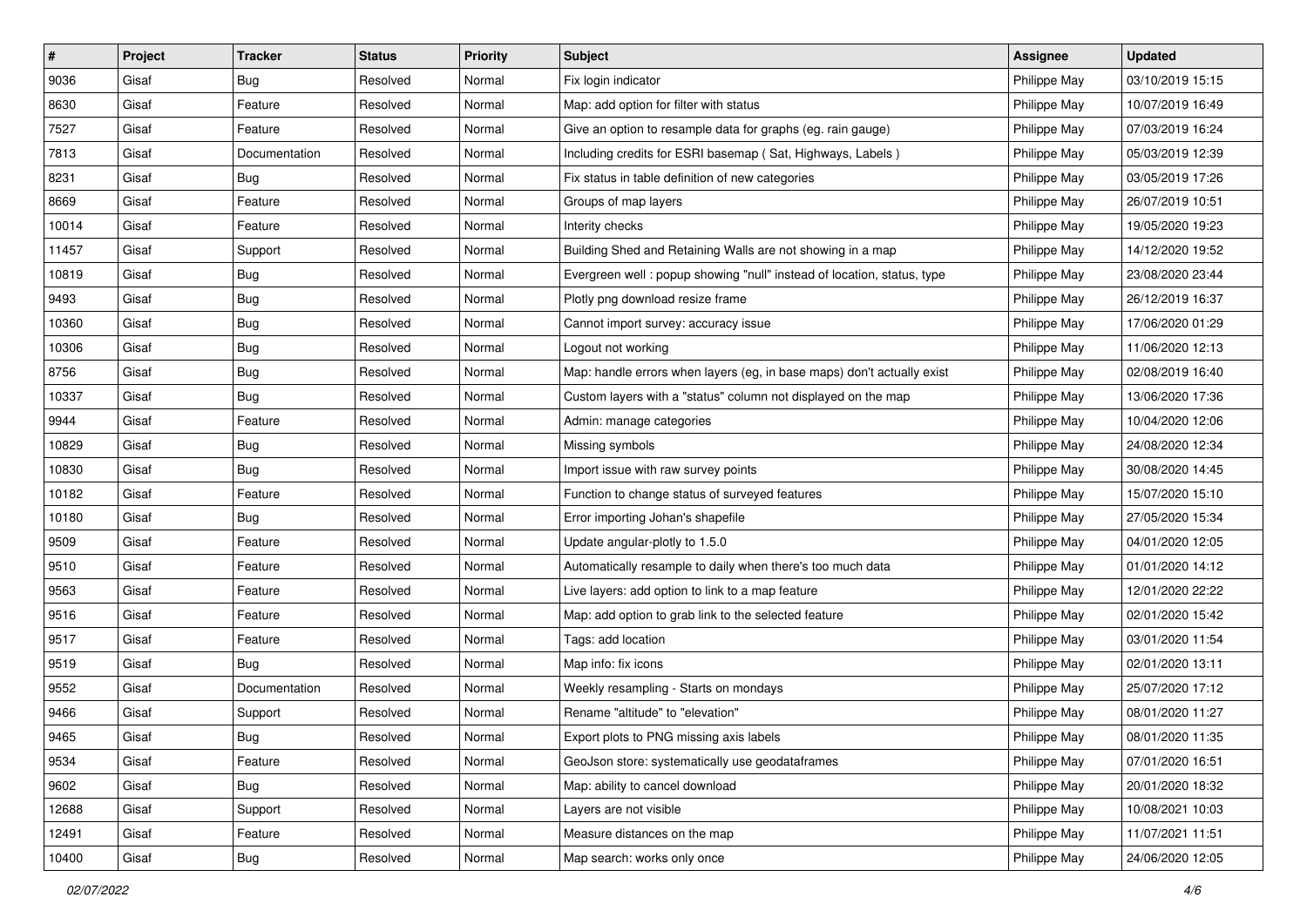| # | Project | Tracker | Status | Priority | Subject | Assignee | Updated |
|---|---|---|---|---|---|---|---|
| 9036 | Gisaf | Bug | Resolved | Normal | Fix login indicator | Philippe May | 03/10/2019 15:15 |
| 8630 | Gisaf | Feature | Resolved | Normal | Map: add option for filter with status | Philippe May | 10/07/2019 16:49 |
| 7527 | Gisaf | Feature | Resolved | Normal | Give an option to resample data for graphs (eg. rain gauge) | Philippe May | 07/03/2019 16:24 |
| 7813 | Gisaf | Documentation | Resolved | Normal | Including credits for ESRI basemap ( Sat, Highways, Labels ) | Philippe May | 05/03/2019 12:39 |
| 8231 | Gisaf | Bug | Resolved | Normal | Fix status in table definition of new categories | Philippe May | 03/05/2019 17:26 |
| 8669 | Gisaf | Feature | Resolved | Normal | Groups of map layers | Philippe May | 26/07/2019 10:51 |
| 10014 | Gisaf | Feature | Resolved | Normal | Interity checks | Philippe May | 19/05/2020 19:23 |
| 11457 | Gisaf | Support | Resolved | Normal | Building Shed and Retaining Walls are not showing in a map | Philippe May | 14/12/2020 19:52 |
| 10819 | Gisaf | Bug | Resolved | Normal | Evergreen well : popup showing "null" instead of location, status, type | Philippe May | 23/08/2020 23:44 |
| 9493 | Gisaf | Bug | Resolved | Normal | Plotly png download resize frame | Philippe May | 26/12/2019 16:37 |
| 10360 | Gisaf | Bug | Resolved | Normal | Cannot import survey: accuracy issue | Philippe May | 17/06/2020 01:29 |
| 10306 | Gisaf | Bug | Resolved | Normal | Logout not working | Philippe May | 11/06/2020 12:13 |
| 8756 | Gisaf | Bug | Resolved | Normal | Map: handle errors when layers (eg, in base maps) don't actually exist | Philippe May | 02/08/2019 16:40 |
| 10337 | Gisaf | Bug | Resolved | Normal | Custom layers with a "status" column not displayed on the map | Philippe May | 13/06/2020 17:36 |
| 9944 | Gisaf | Feature | Resolved | Normal | Admin: manage categories | Philippe May | 10/04/2020 12:06 |
| 10829 | Gisaf | Bug | Resolved | Normal | Missing symbols | Philippe May | 24/08/2020 12:34 |
| 10830 | Gisaf | Bug | Resolved | Normal | Import issue with raw survey points | Philippe May | 30/08/2020 14:45 |
| 10182 | Gisaf | Feature | Resolved | Normal | Function to change status of surveyed features | Philippe May | 15/07/2020 15:10 |
| 10180 | Gisaf | Bug | Resolved | Normal | Error importing Johan's shapefile | Philippe May | 27/05/2020 15:34 |
| 9509 | Gisaf | Feature | Resolved | Normal | Update angular-plotly to 1.5.0 | Philippe May | 04/01/2020 12:05 |
| 9510 | Gisaf | Feature | Resolved | Normal | Automatically resample to daily when there's too much data | Philippe May | 01/01/2020 14:12 |
| 9563 | Gisaf | Feature | Resolved | Normal | Live layers: add option to link to a map feature | Philippe May | 12/01/2020 22:22 |
| 9516 | Gisaf | Feature | Resolved | Normal | Map: add option to grab link to the selected feature | Philippe May | 02/01/2020 15:42 |
| 9517 | Gisaf | Feature | Resolved | Normal | Tags: add location | Philippe May | 03/01/2020 11:54 |
| 9519 | Gisaf | Bug | Resolved | Normal | Map info: fix icons | Philippe May | 02/01/2020 13:11 |
| 9552 | Gisaf | Documentation | Resolved | Normal | Weekly resampling - Starts on mondays | Philippe May | 25/07/2020 17:12 |
| 9466 | Gisaf | Support | Resolved | Normal | Rename "altitude" to "elevation" | Philippe May | 08/01/2020 11:27 |
| 9465 | Gisaf | Bug | Resolved | Normal | Export plots to PNG missing axis labels | Philippe May | 08/01/2020 11:35 |
| 9534 | Gisaf | Feature | Resolved | Normal | GeoJson store: systematically use geodataframes | Philippe May | 07/01/2020 16:51 |
| 9602 | Gisaf | Bug | Resolved | Normal | Map: ability to cancel download | Philippe May | 20/01/2020 18:32 |
| 12688 | Gisaf | Support | Resolved | Normal | Layers are not visible | Philippe May | 10/08/2021 10:03 |
| 12491 | Gisaf | Feature | Resolved | Normal | Measure distances on the map | Philippe May | 11/07/2021 11:51 |
| 10400 | Gisaf | Bug | Resolved | Normal | Map search: works only once | Philippe May | 24/06/2020 12:05 |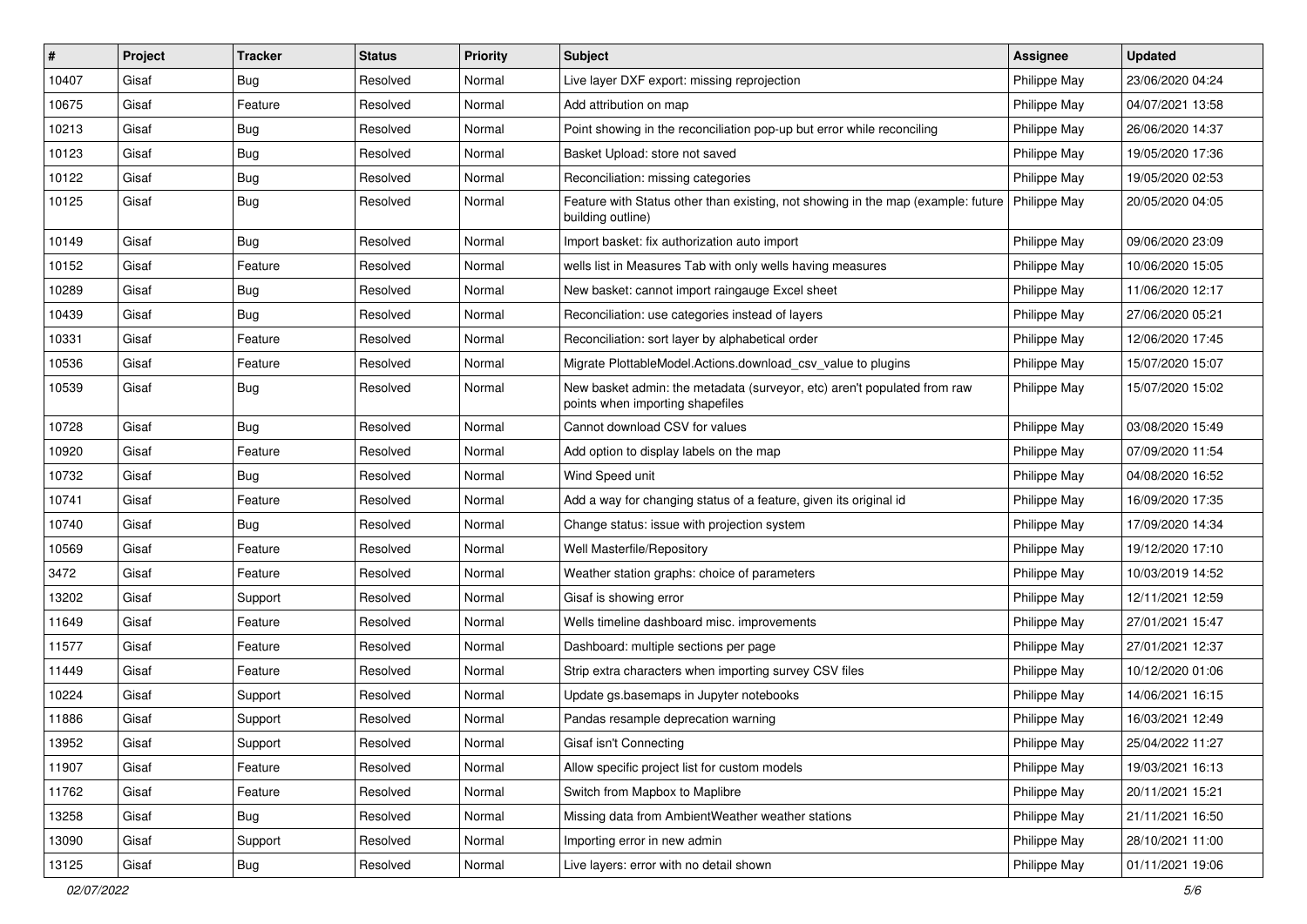| # | Project | Tracker | Status | Priority | Subject | Assignee | Updated |
|---|---|---|---|---|---|---|---|
| 10407 | Gisaf | Bug | Resolved | Normal | Live layer DXF export: missing reprojection | Philippe May | 23/06/2020 04:24 |
| 10675 | Gisaf | Feature | Resolved | Normal | Add attribution on map | Philippe May | 04/07/2021 13:58 |
| 10213 | Gisaf | Bug | Resolved | Normal | Point showing in the reconciliation pop-up but error while reconciling | Philippe May | 26/06/2020 14:37 |
| 10123 | Gisaf | Bug | Resolved | Normal | Basket Upload: store not saved | Philippe May | 19/05/2020 17:36 |
| 10122 | Gisaf | Bug | Resolved | Normal | Reconciliation: missing categories | Philippe May | 19/05/2020 02:53 |
| 10125 | Gisaf | Bug | Resolved | Normal | Feature with Status other than existing, not showing in the map (example: future building outline) | Philippe May | 20/05/2020 04:05 |
| 10149 | Gisaf | Bug | Resolved | Normal | Import basket: fix authorization auto import | Philippe May | 09/06/2020 23:09 |
| 10152 | Gisaf | Feature | Resolved | Normal | wells list in Measures Tab with only wells having measures | Philippe May | 10/06/2020 15:05 |
| 10289 | Gisaf | Bug | Resolved | Normal | New basket: cannot import raingauge Excel sheet | Philippe May | 11/06/2020 12:17 |
| 10439 | Gisaf | Bug | Resolved | Normal | Reconciliation: use categories instead of layers | Philippe May | 27/06/2020 05:21 |
| 10331 | Gisaf | Feature | Resolved | Normal | Reconciliation: sort layer by alphabetical order | Philippe May | 12/06/2020 17:45 |
| 10536 | Gisaf | Feature | Resolved | Normal | Migrate PlottableModel.Actions.download_csv_value to plugins | Philippe May | 15/07/2020 15:07 |
| 10539 | Gisaf | Bug | Resolved | Normal | New basket admin: the metadata (surveyor, etc) aren't populated from raw points when importing shapefiles | Philippe May | 15/07/2020 15:02 |
| 10728 | Gisaf | Bug | Resolved | Normal | Cannot download CSV for values | Philippe May | 03/08/2020 15:49 |
| 10920 | Gisaf | Feature | Resolved | Normal | Add option to display labels on the map | Philippe May | 07/09/2020 11:54 |
| 10732 | Gisaf | Bug | Resolved | Normal | Wind Speed unit | Philippe May | 04/08/2020 16:52 |
| 10741 | Gisaf | Feature | Resolved | Normal | Add a way for changing status of a feature, given its original id | Philippe May | 16/09/2020 17:35 |
| 10740 | Gisaf | Bug | Resolved | Normal | Change status: issue with projection system | Philippe May | 17/09/2020 14:34 |
| 10569 | Gisaf | Feature | Resolved | Normal | Well Masterfile/Repository | Philippe May | 19/12/2020 17:10 |
| 3472 | Gisaf | Feature | Resolved | Normal | Weather station graphs: choice of parameters | Philippe May | 10/03/2019 14:52 |
| 13202 | Gisaf | Support | Resolved | Normal | Gisaf is showing error | Philippe May | 12/11/2021 12:59 |
| 11649 | Gisaf | Feature | Resolved | Normal | Wells timeline dashboard misc. improvements | Philippe May | 27/01/2021 15:47 |
| 11577 | Gisaf | Feature | Resolved | Normal | Dashboard: multiple sections per page | Philippe May | 27/01/2021 12:37 |
| 11449 | Gisaf | Feature | Resolved | Normal | Strip extra characters when importing survey CSV files | Philippe May | 10/12/2020 01:06 |
| 10224 | Gisaf | Support | Resolved | Normal | Update gs.basemaps in Jupyter notebooks | Philippe May | 14/06/2021 16:15 |
| 11886 | Gisaf | Support | Resolved | Normal | Pandas resample deprecation warning | Philippe May | 16/03/2021 12:49 |
| 13952 | Gisaf | Support | Resolved | Normal | Gisaf isn't Connecting | Philippe May | 25/04/2022 11:27 |
| 11907 | Gisaf | Feature | Resolved | Normal | Allow specific project list for custom models | Philippe May | 19/03/2021 16:13 |
| 11762 | Gisaf | Feature | Resolved | Normal | Switch from Mapbox to Maplibre | Philippe May | 20/11/2021 15:21 |
| 13258 | Gisaf | Bug | Resolved | Normal | Missing data from AmbientWeather weather stations | Philippe May | 21/11/2021 16:50 |
| 13090 | Gisaf | Support | Resolved | Normal | Importing error in new admin | Philippe May | 28/10/2021 11:00 |
| 13125 | Gisaf | Bug | Resolved | Normal | Live layers: error with no detail shown | Philippe May | 01/11/2021 19:06 |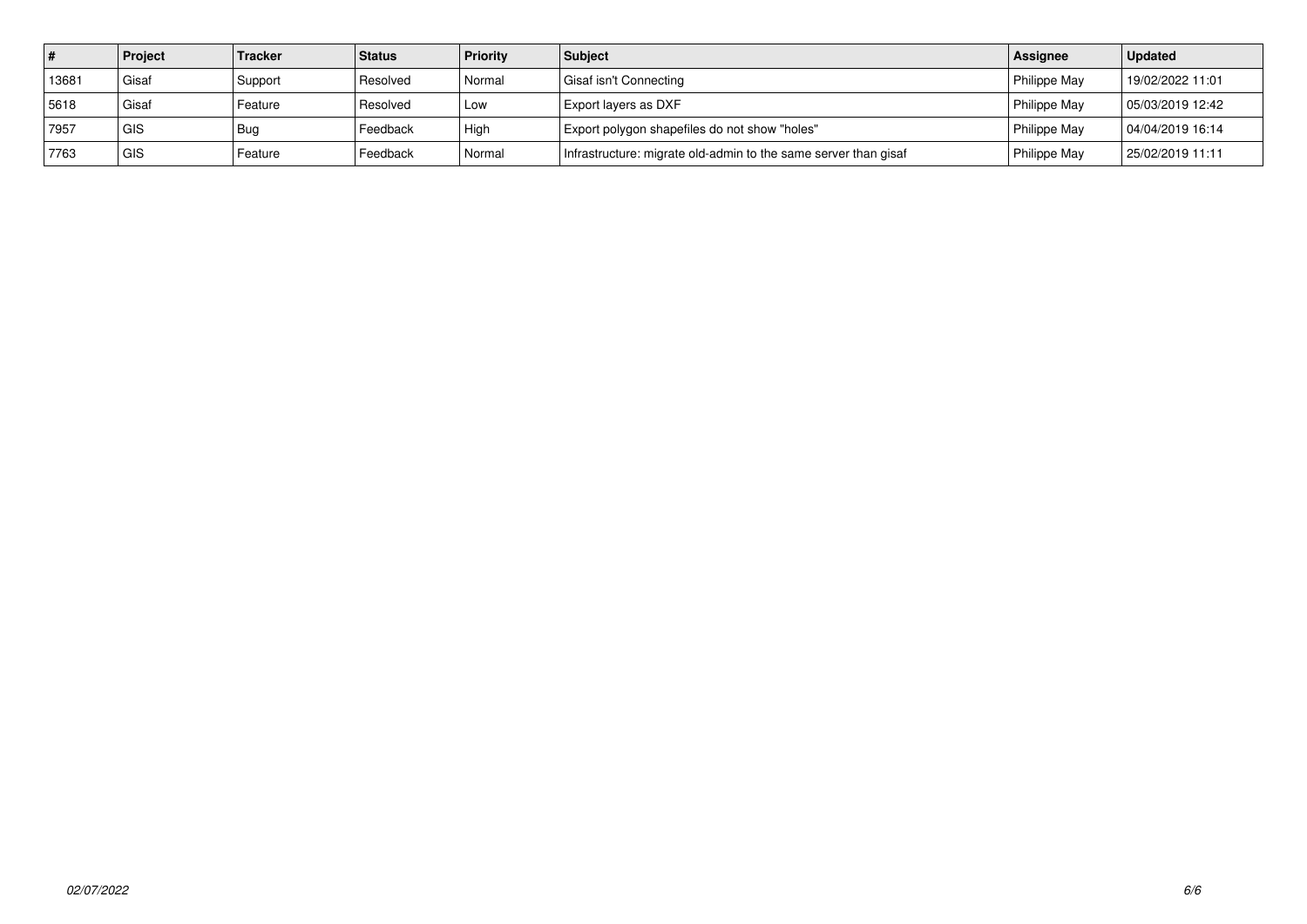| # | Project | Tracker | Status | Priority | Subject | Assignee | Updated |
|---|---|---|---|---|---|---|---|
| 13681 | Gisaf | Support | Resolved | Normal | Gisaf isn't Connecting | Philippe May | 19/02/2022 11:01 |
| 5618 | Gisaf | Feature | Resolved | Low | Export layers as DXF | Philippe May | 05/03/2019 12:42 |
| 7957 | GIS | Bug | Feedback | High | Export polygon shapefiles do not show "holes" | Philippe May | 04/04/2019 16:14 |
| 7763 | GIS | Feature | Feedback | Normal | Infrastructure: migrate old-admin to the same server than gisaf | Philippe May | 25/02/2019 11:11 |